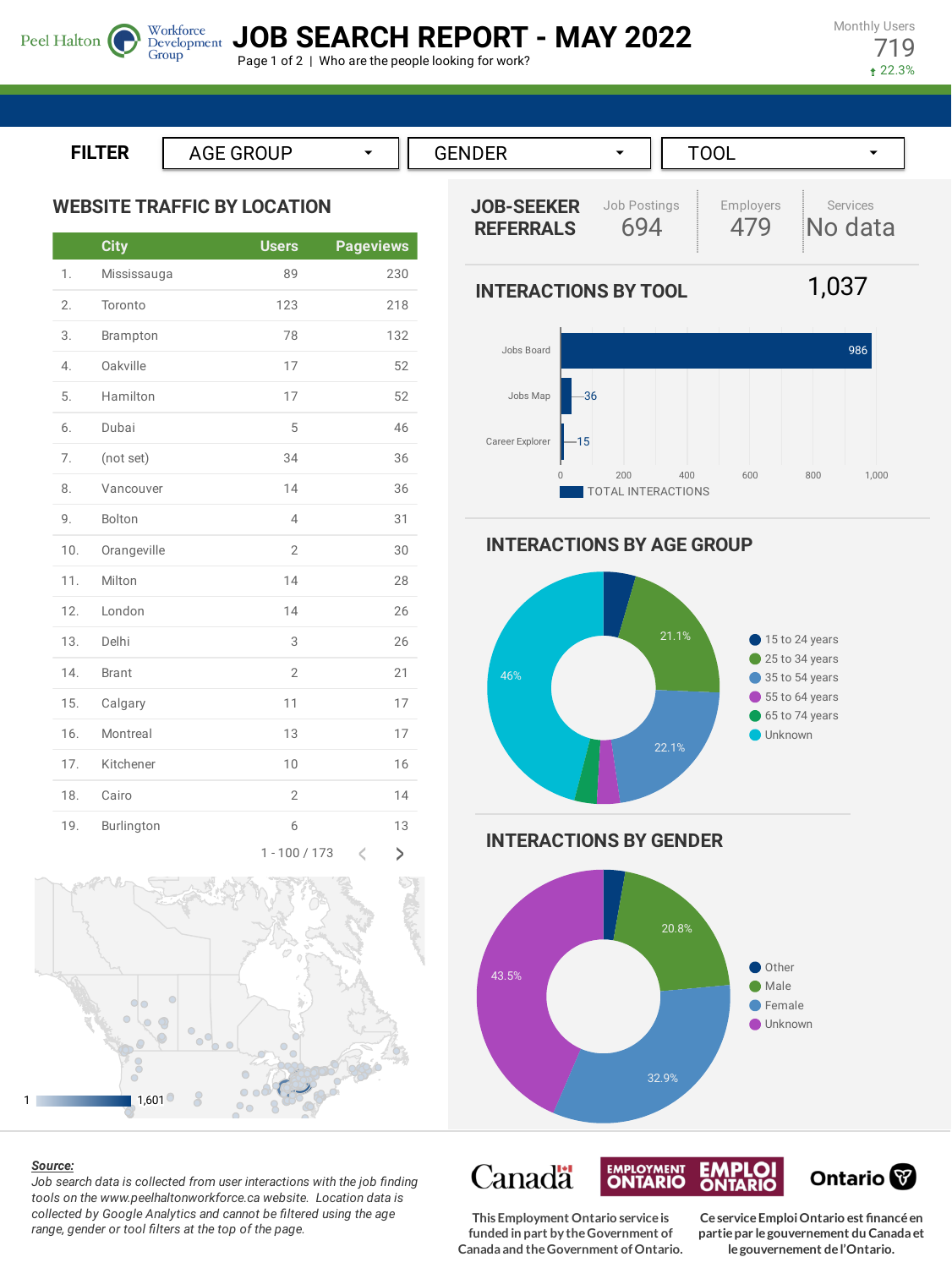Peel Halton Workforce Development Group

# JOB SEARCH REPORT - MAY 2022

Page 1 of 2 | Who are the people looking for work?

Monthly Users
719
↑ 22.3%

**FILTER** AGE GROUP | GENDER | TOOL

## WEBSITE TRAFFIC BY LOCATION

| | City | Users | Pageviews |
|---|---|---|---|
| 1. | Mississauga | 89 | 230 |
| 2. | Toronto | 123 | 218 |
| 3. | Brampton | 78 | 132 |
| 4. | Oakville | 17 | 52 |
| 5. | Hamilton | 17 | 52 |
| 6. | Dubai | 5 | 46 |
| 7. | (not set) | 34 | 36 |
| 8. | Vancouver | 14 | 36 |
| 9. | Bolton | 4 | 31 |
| 10. | Orangeville | 2 | 30 |
| 11. | Milton | 14 | 28 |
| 12. | London | 14 | 26 |
| 13. | Delhi | 3 | 26 |
| 14. | Brant | 2 | 21 |
| 15. | Calgary | 11 | 17 |
| 16. | Montreal | 13 | 17 |
| 17. | Kitchener | 10 | 16 |
| 18. | Cairo | 2 | 14 |
| 19. | Burlington | 6 | 13 |

1 - 100 / 173

1 — 1,601

## JOB-SEEKER REFERRALS

| Job Postings | Employers | Services |
|---|---|---|
| 694 | 479 | No data |

## INTERACTIONS BY TOOL

1,037

| Tool | Total Interactions |
|---|---|
| Jobs Board | 986 |
| Jobs Map | 36 |
| Career Explorer | 15 |

## INTERACTIONS BY AGE GROUP

- 15 to 24 years
- 25 to 34 years: 21.1%
- 35 to 54 years: 22.1%
- 55 to 64 years
- 65 to 74 years
- Unknown: 46%

## INTERACTIONS BY GENDER

- Other
- Male: 20.8%
- Female: 32.9%
- Unknown: 43.5%

***Source:***
*Job search data is collected from user interactions with the job finding tools on the www.peelhaltonworkforce.ca website. Location data is collected by Google Analytics and cannot be filtered using the age range, gender or tool filters at the top of the page.*

Canada | EMPLOYMENT ONTARIO | EMPLOI ONTARIO | Ontario

This Employment Ontario service is funded in part by the Government of Canada and the Government of Ontario.

Ce service Emploi Ontario est financé en partie par le gouvernement du Canada et le gouvernement de l'Ontario.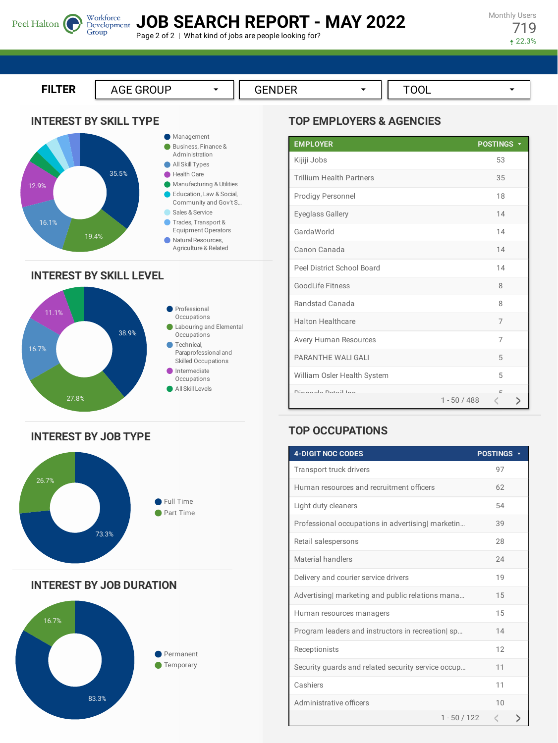Peel Halton Workforce Development Group

# JOB SEARCH REPORT - MAY 2022

Page 2 of 2 | What kind of jobs are people looking for?

Monthly Users
719
22.3%

FILTER: AGE GROUP | GENDER | TOOL

## INTEREST BY SKILL TYPE

35.5%
19.4%
16.1%
12.9%

Management
Business, Finance & Administration
All Skill Types
Health Care
Manufacturing & Utilities
Education, Law & Social, Community and Gov't S...
Sales & Service
Trades, Transport & Equipment Operators
Natural Resources, Agriculture & Related

## INTEREST BY SKILL LEVEL

38.9%
27.8%
16.7%
11.1%

Professional Occupations
Labouring and Elemental Occupations
Technical, Paraprofessional and Skilled Occupations
Intermediate Occupations
All Skill Levels

## INTEREST BY JOB TYPE

73.3%
26.7%

Full Time
Part Time

## INTEREST BY JOB DURATION

83.3%
16.7%

Permanent
Temporary

## TOP EMPLOYERS & AGENCIES

| EMPLOYER | POSTINGS |
|---|---|
| Kijiji Jobs | 53 |
| Trillium Health Partners | 35 |
| Prodigy Personnel | 18 |
| Eyeglass Gallery | 14 |
| GardaWorld | 14 |
| Canon Canada | 14 |
| Peel District School Board | 14 |
| GoodLife Fitness | 8 |
| Randstad Canada | 8 |
| Halton Healthcare | 7 |
| Avery Human Resources | 7 |
| PARANTHE WALI GALI | 5 |
| William Osler Health System | 5 |
| Pinnacle Retail Inc | 5 |

1 - 50 / 488

## TOP OCCUPATIONS

| 4-DIGIT NOC CODES | POSTINGS |
|---|---|
| Transport truck drivers | 97 |
| Human resources and recruitment officers | 62 |
| Light duty cleaners | 54 |
| Professional occupations in advertising\| marketin... | 39 |
| Retail salespersons | 28 |
| Material handlers | 24 |
| Delivery and courier service drivers | 19 |
| Advertising\| marketing and public relations mana... | 15 |
| Human resources managers | 15 |
| Program leaders and instructors in recreation\| sp... | 14 |
| Receptionists | 12 |
| Security guards and related security service occup... | 11 |
| Cashiers | 11 |
| Administrative officers | 10 |

1 - 50 / 122